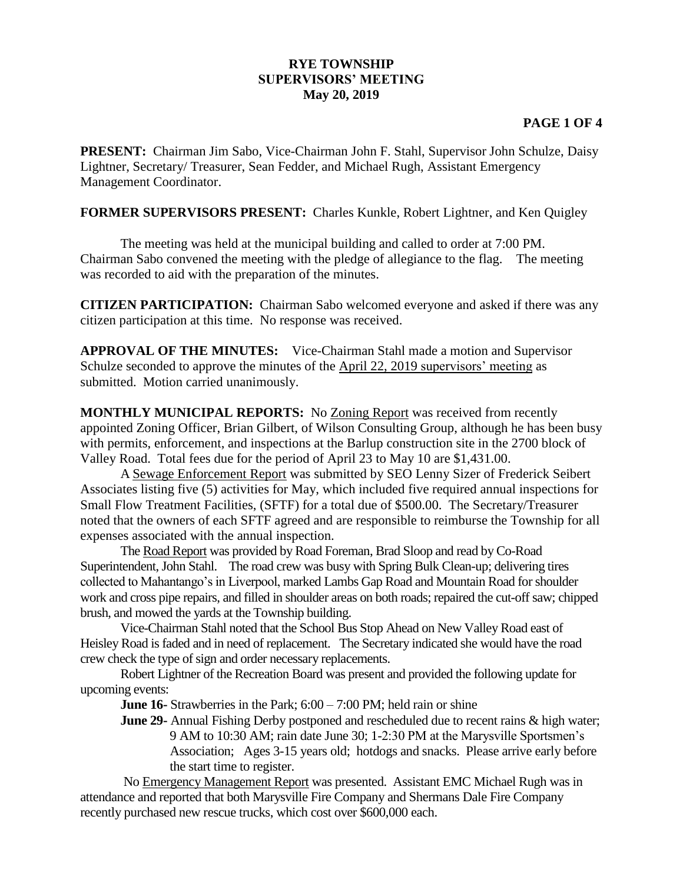**RYE TOWNSHIP**
**SUPERVISORS' MEETING**
**May 20, 2019**

**PRESENT:** Chairman Jim Sabo, Vice-Chairman John F. Stahl, Supervisor John Schulze, Daisy Lightner, Secretary/ Treasurer, Sean Fedder, and Michael Rugh, Assistant Emergency Management Coordinator.

**FORMER SUPERVISORS PRESENT:** Charles Kunkle, Robert Lightner, and Ken Quigley

The meeting was held at the municipal building and called to order at 7:00 PM. Chairman Sabo convened the meeting with the pledge of allegiance to the flag. The meeting was recorded to aid with the preparation of the minutes.

**CITIZEN PARTICIPATION:** Chairman Sabo welcomed everyone and asked if there was any citizen participation at this time. No response was received.

**APPROVAL OF THE MINUTES:** Vice-Chairman Stahl made a motion and Supervisor Schulze seconded to approve the minutes of the April 22, 2019 supervisors' meeting as submitted. Motion carried unanimously.

**MONTHLY MUNICIPAL REPORTS:** No Zoning Report was received from recently appointed Zoning Officer, Brian Gilbert, of Wilson Consulting Group, although he has been busy with permits, enforcement, and inspections at the Barlup construction site in the 2700 block of Valley Road. Total fees due for the period of April 23 to May 10 are $1,431.00.

A Sewage Enforcement Report was submitted by SEO Lenny Sizer of Frederick Seibert Associates listing five (5) activities for May, which included five required annual inspections for Small Flow Treatment Facilities, (SFTF) for a total due of $500.00. The Secretary/Treasurer noted that the owners of each SFTF agreed and are responsible to reimburse the Township for all expenses associated with the annual inspection.

The Road Report was provided by Road Foreman, Brad Sloop and read by Co-Road Superintendent, John Stahl. The road crew was busy with Spring Bulk Clean-up; delivering tires collected to Mahantango's in Liverpool, marked Lambs Gap Road and Mountain Road for shoulder work and cross pipe repairs, and filled in shoulder areas on both roads; repaired the cut-off saw; chipped brush, and mowed the yards at the Township building.

Vice-Chairman Stahl noted that the School Bus Stop Ahead on New Valley Road east of Heisley Road is faded and in need of replacement. The Secretary indicated she would have the road crew check the type of sign and order necessary replacements.

Robert Lightner of the Recreation Board was present and provided the following update for upcoming events:

**June 16-** Strawberries in the Park; 6:00 – 7:00 PM; held rain or shine

**June 29-** Annual Fishing Derby postponed and rescheduled due to recent rains & high water; 9 AM to 10:30 AM; rain date June 30; 1-2:30 PM at the Marysville Sportsmen's Association; Ages 3-15 years old; hotdogs and snacks. Please arrive early before the start time to register.

No Emergency Management Report was presented. Assistant EMC Michael Rugh was in attendance and reported that both Marysville Fire Company and Shermans Dale Fire Company recently purchased new rescue trucks, which cost over $600,000 each.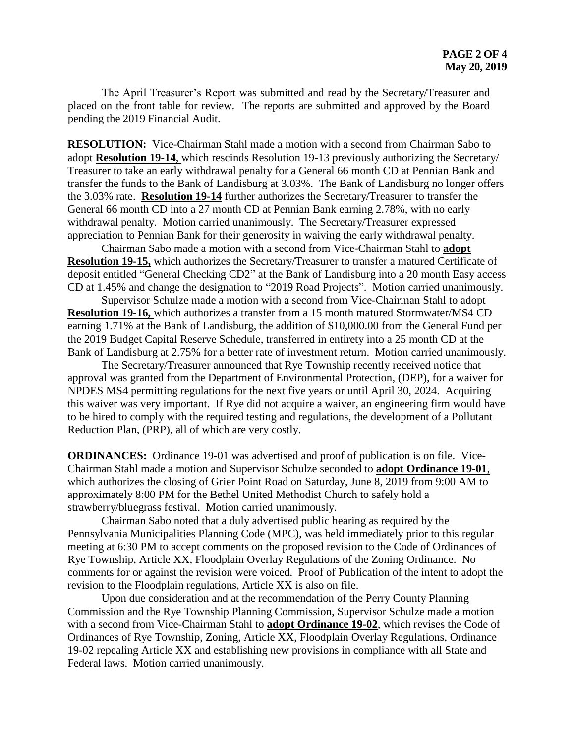The April Treasurer's Report was submitted and read by the Secretary/Treasurer and placed on the front table for review. The reports are submitted and approved by the Board pending the 2019 Financial Audit.

**RESOLUTION:** Vice-Chairman Stahl made a motion with a second from Chairman Sabo to adopt **Resolution 19-14**, which rescinds Resolution 19-13 previously authorizing the Secretary/ Treasurer to take an early withdrawal penalty for a General 66 month CD at Pennian Bank and transfer the funds to the Bank of Landisburg at 3.03%. The Bank of Landisburg no longer offers the 3.03% rate. **Resolution 19-14** further authorizes the Secretary/Treasurer to transfer the General 66 month CD into a 27 month CD at Pennian Bank earning 2.78%, with no early withdrawal penalty. Motion carried unanimously. The Secretary/Treasurer expressed appreciation to Pennian Bank for their generosity in waiving the early withdrawal penalty.

Chairman Sabo made a motion with a second from Vice-Chairman Stahl to **adopt Resolution 19-15,** which authorizes the Secretary/Treasurer to transfer a matured Certificate of deposit entitled "General Checking CD2" at the Bank of Landisburg into a 20 month Easy access CD at 1.45% and change the designation to "2019 Road Projects". Motion carried unanimously.

Supervisor Schulze made a motion with a second from Vice-Chairman Stahl to adopt **Resolution 19-16,** which authorizes a transfer from a 15 month matured Stormwater/MS4 CD earning 1.71% at the Bank of Landisburg, the addition of \$10,000.00 from the General Fund per the 2019 Budget Capital Reserve Schedule, transferred in entirety into a 25 month CD at the Bank of Landisburg at 2.75% for a better rate of investment return. Motion carried unanimously.

The Secretary/Treasurer announced that Rye Township recently received notice that approval was granted from the Department of Environmental Protection, (DEP), for a waiver for NPDES MS4 permitting regulations for the next five years or until April 30, 2024. Acquiring this waiver was very important. If Rye did not acquire a waiver, an engineering firm would have to be hired to comply with the required testing and regulations, the development of a Pollutant Reduction Plan, (PRP), all of which are very costly.

**ORDINANCES:** Ordinance 19-01 was advertised and proof of publication is on file. Vice-Chairman Stahl made a motion and Supervisor Schulze seconded to **adopt Ordinance 19-01**, which authorizes the closing of Grier Point Road on Saturday, June 8, 2019 from 9:00 AM to approximately 8:00 PM for the Bethel United Methodist Church to safely hold a strawberry/bluegrass festival. Motion carried unanimously.

Chairman Sabo noted that a duly advertised public hearing as required by the Pennsylvania Municipalities Planning Code (MPC), was held immediately prior to this regular meeting at 6:30 PM to accept comments on the proposed revision to the Code of Ordinances of Rye Township, Article XX, Floodplain Overlay Regulations of the Zoning Ordinance. No comments for or against the revision were voiced. Proof of Publication of the intent to adopt the revision to the Floodplain regulations, Article XX is also on file.

Upon due consideration and at the recommendation of the Perry County Planning Commission and the Rye Township Planning Commission, Supervisor Schulze made a motion with a second from Vice-Chairman Stahl to **adopt Ordinance 19-02**, which revises the Code of Ordinances of Rye Township, Zoning, Article XX, Floodplain Overlay Regulations, Ordinance 19-02 repealing Article XX and establishing new provisions in compliance with all State and Federal laws. Motion carried unanimously.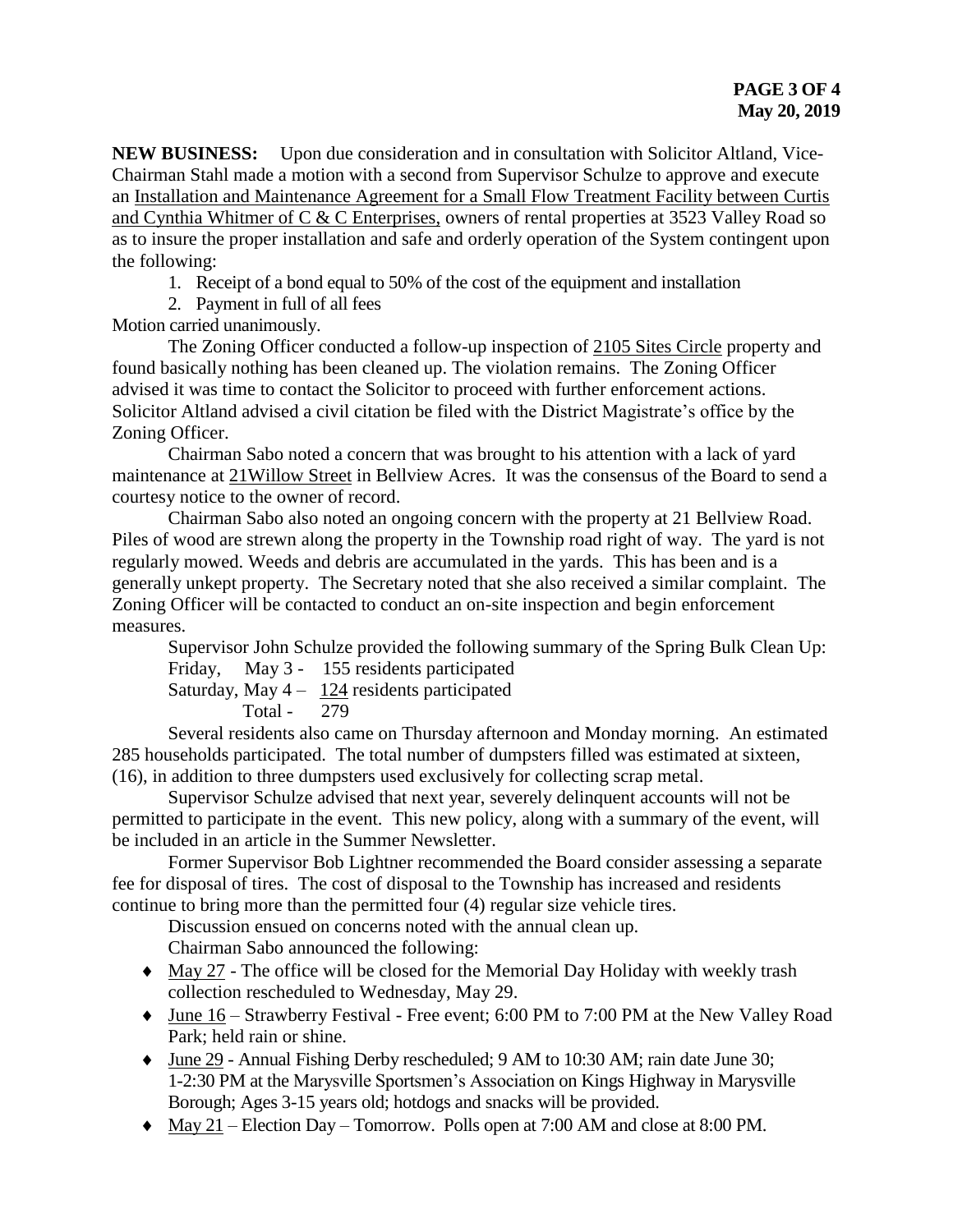**NEW BUSINESS:** Upon due consideration and in consultation with Solicitor Altland, Vice-Chairman Stahl made a motion with a second from Supervisor Schulze to approve and execute an Installation and Maintenance Agreement for a Small Flow Treatment Facility between Curtis and Cynthia Whitmer of C & C Enterprises, owners of rental properties at 3523 Valley Road so as to insure the proper installation and safe and orderly operation of the System contingent upon the following:

1. Receipt of a bond equal to 50% of the cost of the equipment and installation
2. Payment in full of all fees

Motion carried unanimously.

The Zoning Officer conducted a follow-up inspection of 2105 Sites Circle property and found basically nothing has been cleaned up. The violation remains. The Zoning Officer advised it was time to contact the Solicitor to proceed with further enforcement actions. Solicitor Altland advised a civil citation be filed with the District Magistrate's office by the Zoning Officer.

Chairman Sabo noted a concern that was brought to his attention with a lack of yard maintenance at 21Willow Street in Bellview Acres. It was the consensus of the Board to send a courtesy notice to the owner of record.

Chairman Sabo also noted an ongoing concern with the property at 21 Bellview Road. Piles of wood are strewn along the property in the Township road right of way. The yard is not regularly mowed. Weeds and debris are accumulated in the yards. This has been and is a generally unkept property. The Secretary noted that she also received a similar complaint. The Zoning Officer will be contacted to conduct an on-site inspection and begin enforcement measures.

Supervisor John Schulze provided the following summary of the Spring Bulk Clean Up:

Friday, May 3 - 155 residents participated
Saturday, May 4 – 124 residents participated
Total - 279

Several residents also came on Thursday afternoon and Monday morning. An estimated 285 households participated. The total number of dumpsters filled was estimated at sixteen, (16), in addition to three dumpsters used exclusively for collecting scrap metal.

Supervisor Schulze advised that next year, severely delinquent accounts will not be permitted to participate in the event. This new policy, along with a summary of the event, will be included in an article in the Summer Newsletter.

Former Supervisor Bob Lightner recommended the Board consider assessing a separate fee for disposal of tires. The cost of disposal to the Township has increased and residents continue to bring more than the permitted four (4) regular size vehicle tires.

Discussion ensued on concerns noted with the annual clean up.

Chairman Sabo announced the following:

- May 27 - The office will be closed for the Memorial Day Holiday with weekly trash collection rescheduled to Wednesday, May 29.
- June 16 – Strawberry Festival - Free event; 6:00 PM to 7:00 PM at the New Valley Road Park; held rain or shine.
- June 29 - Annual Fishing Derby rescheduled; 9 AM to 10:30 AM; rain date June 30; 1-2:30 PM at the Marysville Sportsmen's Association on Kings Highway in Marysville Borough; Ages 3-15 years old; hotdogs and snacks will be provided.
- May 21 – Election Day – Tomorrow. Polls open at 7:00 AM and close at 8:00 PM.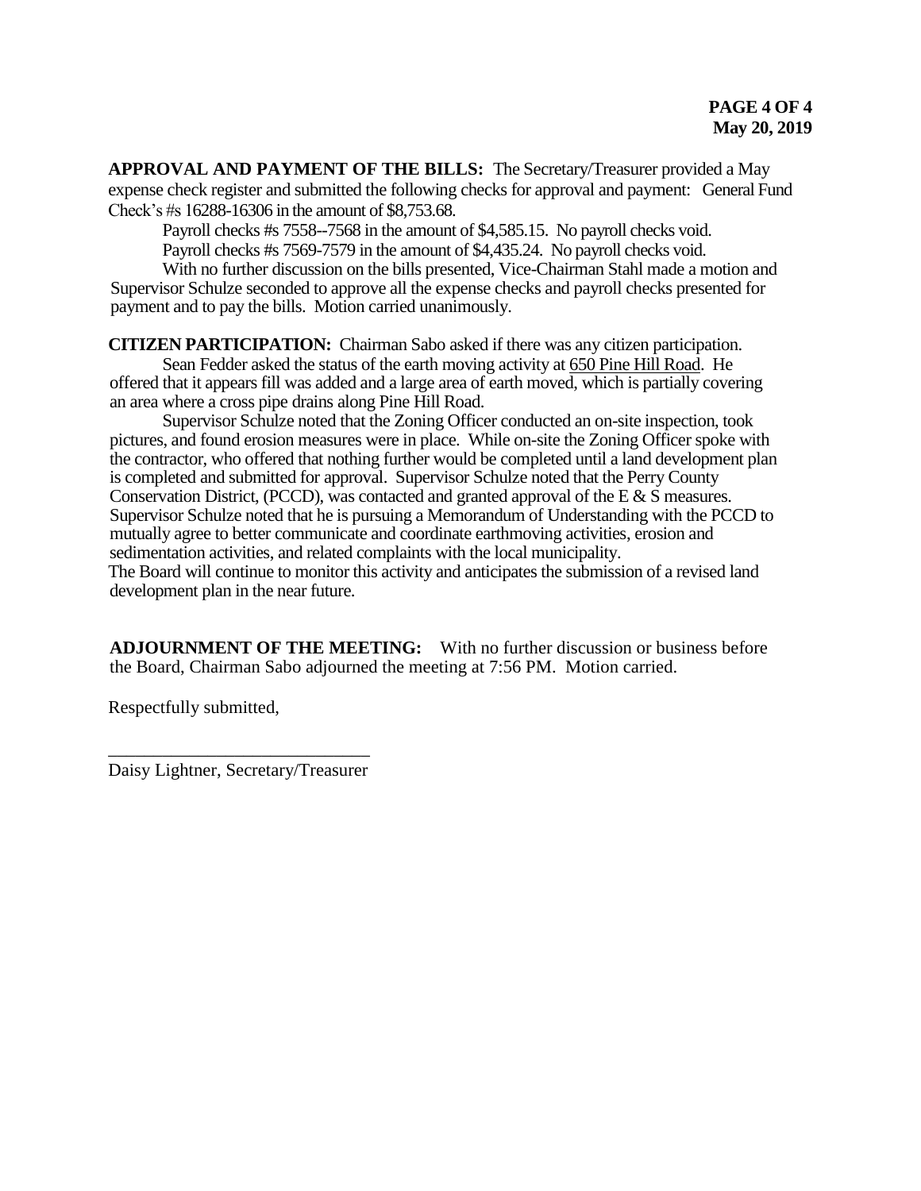**APPROVAL AND PAYMENT OF THE BILLS:** The Secretary/Treasurer provided a May expense check register and submitted the following checks for approval and payment: General Fund Check's #s 16288-16306 in the amount of $8,753.68.

Payroll checks #s 7558--7568 in the amount of $4,585.15. No payroll checks void.

Payroll checks #s 7569-7579 in the amount of $4,435.24. No payroll checks void.

With no further discussion on the bills presented, Vice-Chairman Stahl made a motion and Supervisor Schulze seconded to approve all the expense checks and payroll checks presented for payment and to pay the bills. Motion carried unanimously.

**CITIZEN PARTICIPATION:** Chairman Sabo asked if there was any citizen participation.

Sean Fedder asked the status of the earth moving activity at 650 Pine Hill Road. He offered that it appears fill was added and a large area of earth moved, which is partially covering an area where a cross pipe drains along Pine Hill Road.

Supervisor Schulze noted that the Zoning Officer conducted an on-site inspection, took pictures, and found erosion measures were in place. While on-site the Zoning Officer spoke with the contractor, who offered that nothing further would be completed until a land development plan is completed and submitted for approval. Supervisor Schulze noted that the Perry County Conservation District, (PCCD), was contacted and granted approval of the E & S measures. Supervisor Schulze noted that he is pursuing a Memorandum of Understanding with the PCCD to mutually agree to better communicate and coordinate earthmoving activities, erosion and sedimentation activities, and related complaints with the local municipality.

The Board will continue to monitor this activity and anticipates the submission of a revised land development plan in the near future.

**ADJOURNMENT OF THE MEETING:** With no further discussion or business before the Board, Chairman Sabo adjourned the meeting at 7:56 PM. Motion carried.

Respectfully submitted,

\_\_\_\_\_\_\_\_\_\_\_\_\_\_\_\_\_\_\_\_\_\_\_\_\_\_\_\_\_\_

Daisy Lightner, Secretary/Treasurer